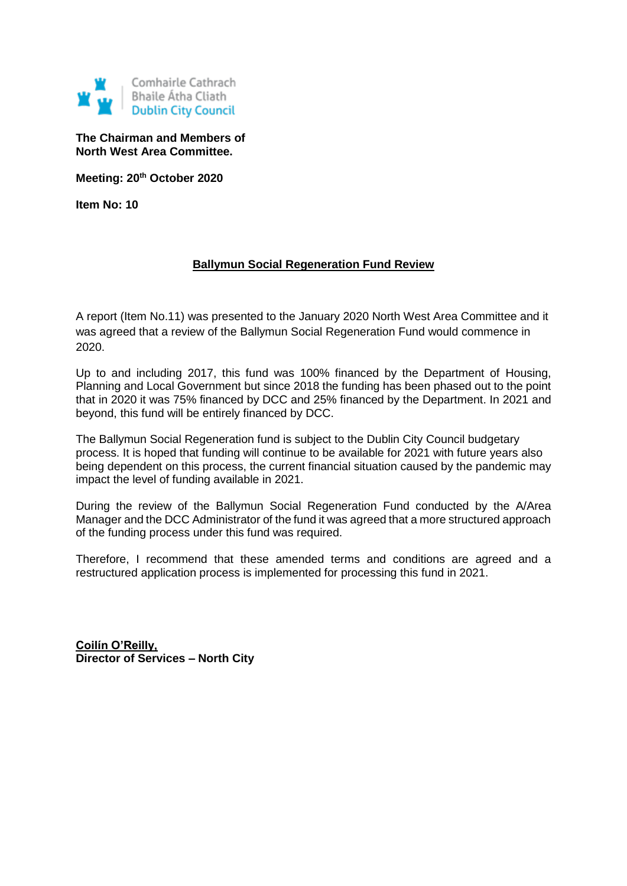Comhairle Cathrach
Bhaile Átha Cliath
Dublin City Council

**The Chairman and Members of**
**North West Area Committee.**

**Meeting: 20th October 2020**

**Item No: 10**

## Ballymun Social Regeneration Fund Review

A report (Item No.11) was presented to the January 2020 North West Area Committee and it was agreed that a review of the Ballymun Social Regeneration Fund would commence in 2020.

Up to and including 2017, this fund was 100% financed by the Department of Housing, Planning and Local Government but since 2018 the funding has been phased out to the point that in 2020 it was 75% financed by DCC and 25% financed by the Department. In 2021 and beyond, this fund will be entirely financed by DCC.

The Ballymun Social Regeneration fund is subject to the Dublin City Council budgetary process. It is hoped that funding will continue to be available for 2021 with future years also being dependent on this process, the current financial situation caused by the pandemic may impact the level of funding available in 2021.

During the review of the Ballymun Social Regeneration Fund conducted by the A/Area Manager and the DCC Administrator of the fund it was agreed that a more structured approach of the funding process under this fund was required.

Therefore, I recommend that these amended terms and conditions are agreed and a restructured application process is implemented for processing this fund in 2021.

**Coilín O'Reilly,**
**Director of Services – North City**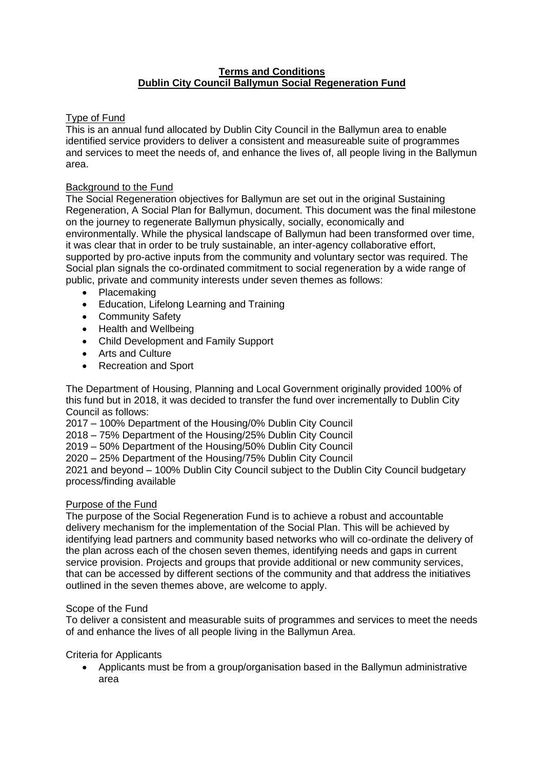**Terms and Conditions**
**Dublin City Council Ballymun Social Regeneration Fund**

Type of Fund

This is an annual fund allocated by Dublin City Council in the Ballymun area to enable identified service providers to deliver a consistent and measureable suite of programmes and services to meet the needs of, and enhance the lives of, all people living in the Ballymun area.

Background to the Fund

The Social Regeneration objectives for Ballymun are set out in the original Sustaining Regeneration, A Social Plan for Ballymun, document. This document was the final milestone on the journey to regenerate Ballymun physically, socially, economically and environmentally. While the physical landscape of Ballymun had been transformed over time, it was clear that in order to be truly sustainable, an inter-agency collaborative effort, supported by pro-active inputs from the community and voluntary sector was required. The Social plan signals the co-ordinated commitment to social regeneration by a wide range of public, private and community interests under seven themes as follows:

- Placemaking
- Education, Lifelong Learning and Training
- Community Safety
- Health and Wellbeing
- Child Development and Family Support
- Arts and Culture
- Recreation and Sport

The Department of Housing, Planning and Local Government originally provided 100% of this fund but in 2018, it was decided to transfer the fund over incrementally to Dublin City Council as follows:

2017 – 100% Department of the Housing/0% Dublin City Council
2018 – 75% Department of the Housing/25% Dublin City Council
2019 – 50% Department of the Housing/50% Dublin City Council
2020 – 25% Department of the Housing/75% Dublin City Council
2021 and beyond – 100% Dublin City Council subject to the Dublin City Council budgetary process/finding available

Purpose of the Fund

The purpose of the Social Regeneration Fund is to achieve a robust and accountable delivery mechanism for the implementation of the Social Plan. This will be achieved by identifying lead partners and community based networks who will co-ordinate the delivery of the plan across each of the chosen seven themes, identifying needs and gaps in current service provision. Projects and groups that provide additional or new community services, that can be accessed by different sections of the community and that address the initiatives outlined in the seven themes above, are welcome to apply.

Scope of the Fund

To deliver a consistent and measurable suits of programmes and services to meet the needs of and enhance the lives of all people living in the Ballymun Area.

Criteria for Applicants

- Applicants must be from a group/organisation based in the Ballymun administrative area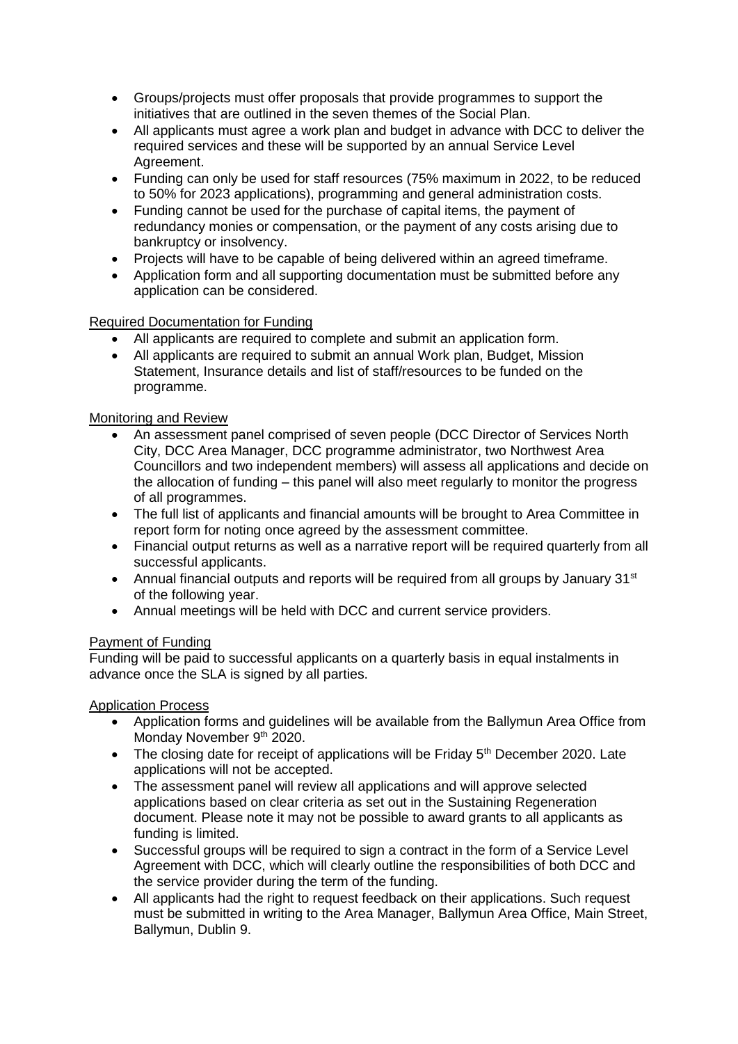- Groups/projects must offer proposals that provide programmes to support the initiatives that are outlined in the seven themes of the Social Plan.
- All applicants must agree a work plan and budget in advance with DCC to deliver the required services and these will be supported by an annual Service Level Agreement.
- Funding can only be used for staff resources (75% maximum in 2022, to be reduced to 50% for 2023 applications), programming and general administration costs.
- Funding cannot be used for the purchase of capital items, the payment of redundancy monies or compensation, or the payment of any costs arising due to bankruptcy or insolvency.
- Projects will have to be capable of being delivered within an agreed timeframe.
- Application form and all supporting documentation must be submitted before any application can be considered.

Required Documentation for Funding

- All applicants are required to complete and submit an application form.
- All applicants are required to submit an annual Work plan, Budget, Mission Statement, Insurance details and list of staff/resources to be funded on the programme.

Monitoring and Review

- An assessment panel comprised of seven people (DCC Director of Services North City, DCC Area Manager, DCC programme administrator, two Northwest Area Councillors and two independent members) will assess all applications and decide on the allocation of funding – this panel will also meet regularly to monitor the progress of all programmes.
- The full list of applicants and financial amounts will be brought to Area Committee in report form for noting once agreed by the assessment committee.
- Financial output returns as well as a narrative report will be required quarterly from all successful applicants.
- Annual financial outputs and reports will be required from all groups by January 31st of the following year.
- Annual meetings will be held with DCC and current service providers.

Payment of Funding

Funding will be paid to successful applicants on a quarterly basis in equal instalments in advance once the SLA is signed by all parties.

Application Process

- Application forms and guidelines will be available from the Ballymun Area Office from Monday November 9th 2020.
- The closing date for receipt of applications will be Friday 5th December 2020. Late applications will not be accepted.
- The assessment panel will review all applications and will approve selected applications based on clear criteria as set out in the Sustaining Regeneration document. Please note it may not be possible to award grants to all applicants as funding is limited.
- Successful groups will be required to sign a contract in the form of a Service Level Agreement with DCC, which will clearly outline the responsibilities of both DCC and the service provider during the term of the funding.
- All applicants had the right to request feedback on their applications. Such request must be submitted in writing to the Area Manager, Ballymun Area Office, Main Street, Ballymun, Dublin 9.